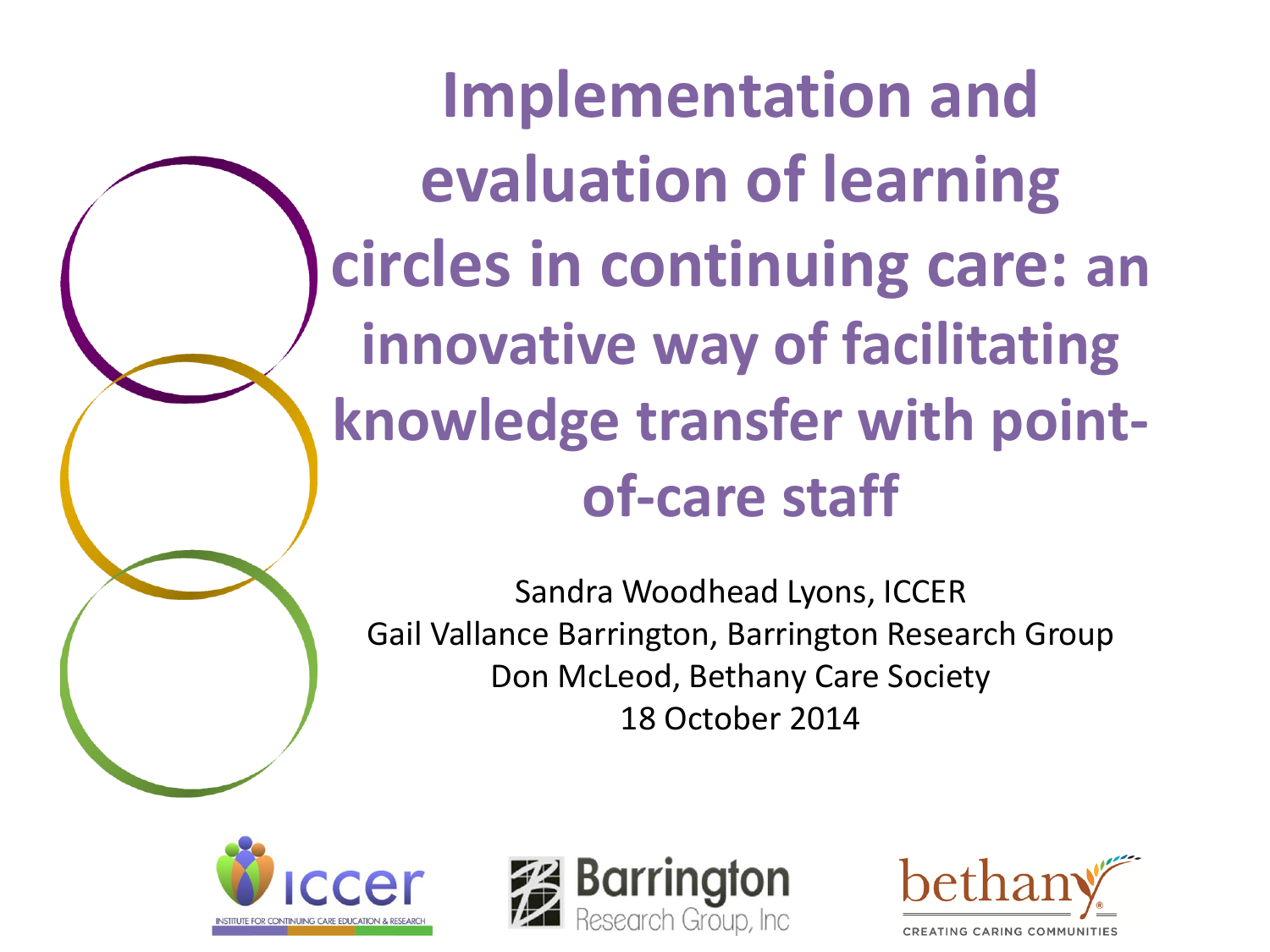# Implementation and evaluation of learning circles in continuing care: an innovative way of facilitating knowledge transfer with point-of-care staff

Sandra Woodhead Lyons, ICCER
Gail Vallance Barrington, Barrington Research Group
Don McLeod, Bethany Care Society
18 October 2014

iccer
INSTITUTE FOR CONTINUING CARE EDUCATION & RESEARCH

Barrington Research Group, Inc

bethany
CREATING CARING COMMUNITIES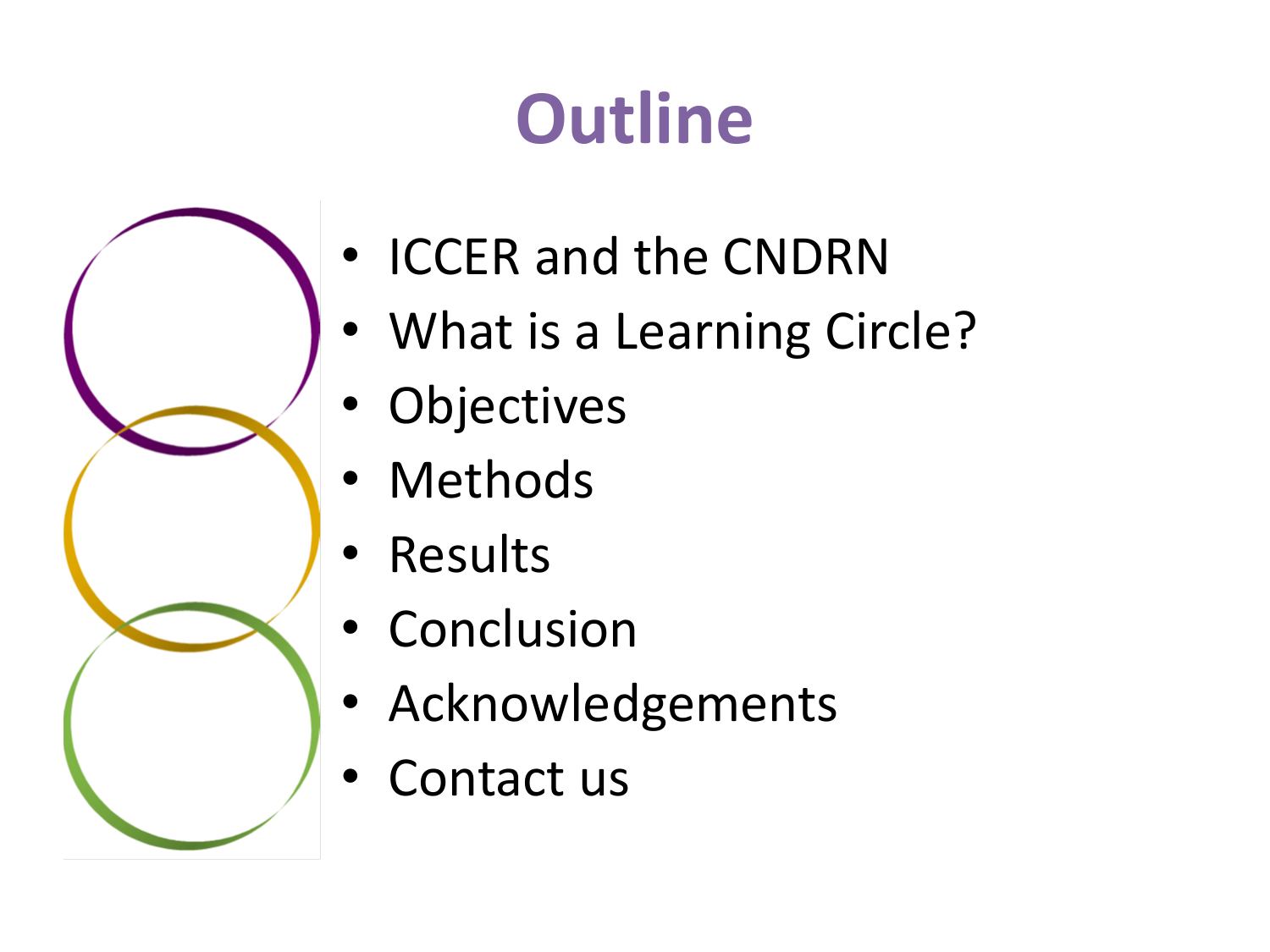# Outline

- ICCER and the CNDRN
- What is a Learning Circle?
- Objectives
- Methods
- Results
- Conclusion
- Acknowledgements
- Contact us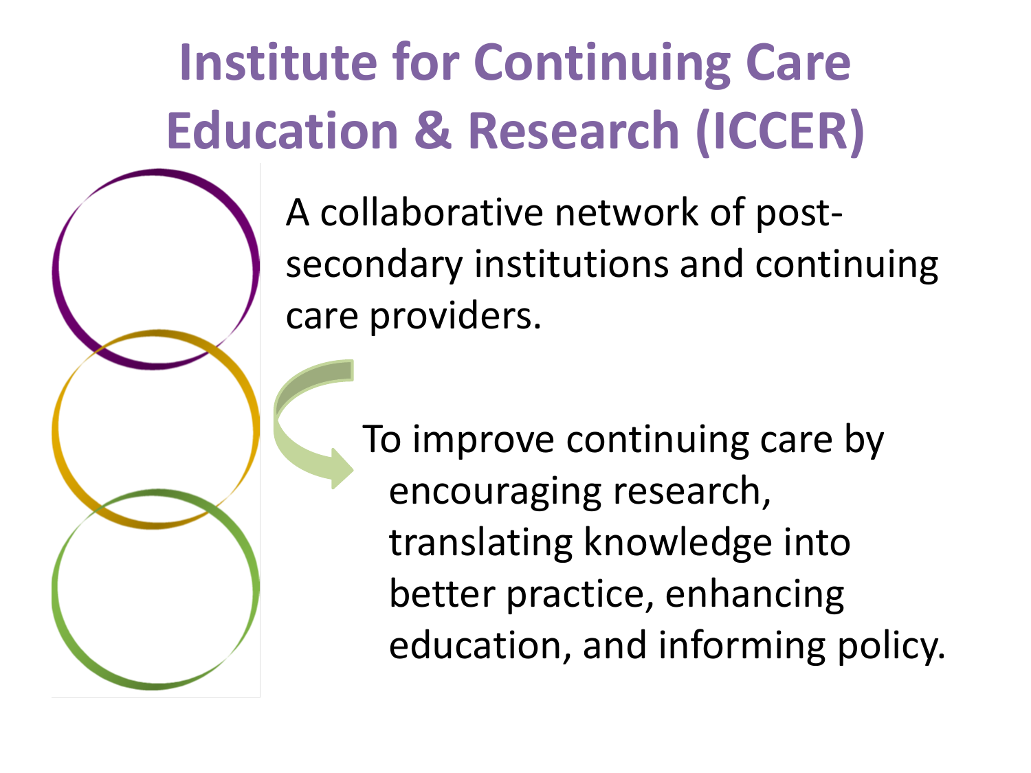# Institute for Continuing Care Education & Research (ICCER)

A collaborative network of post-secondary institutions and continuing care providers.

To improve continuing care by encouraging research, translating knowledge into better practice, enhancing education, and informing policy.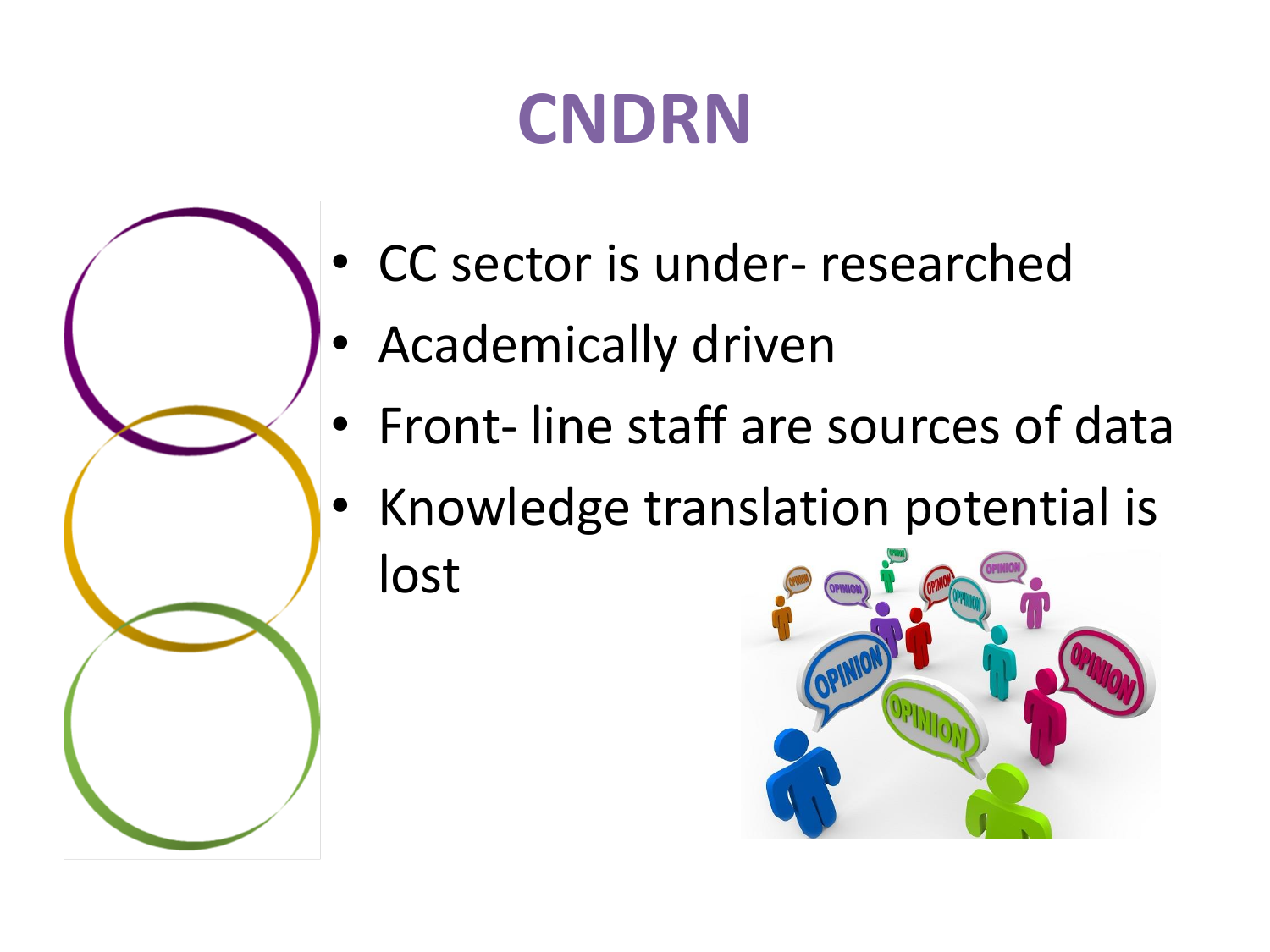# CNDRN

- CC sector is under- researched
- Academically driven
- Front- line staff are sources of data
- Knowledge translation potential is lost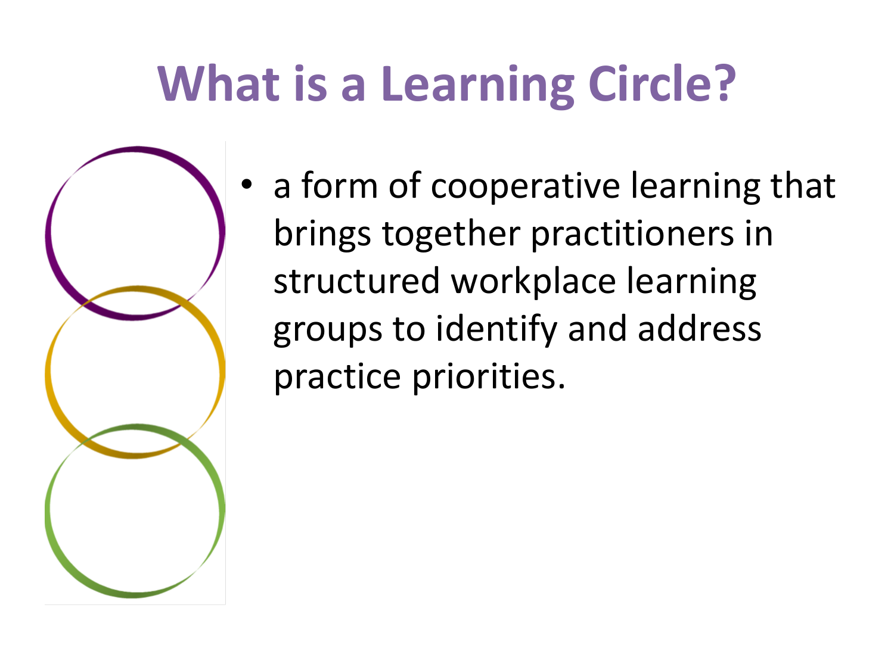# What is a Learning Circle?

- a form of cooperative learning that brings together practitioners in structured workplace learning groups to identify and address practice priorities.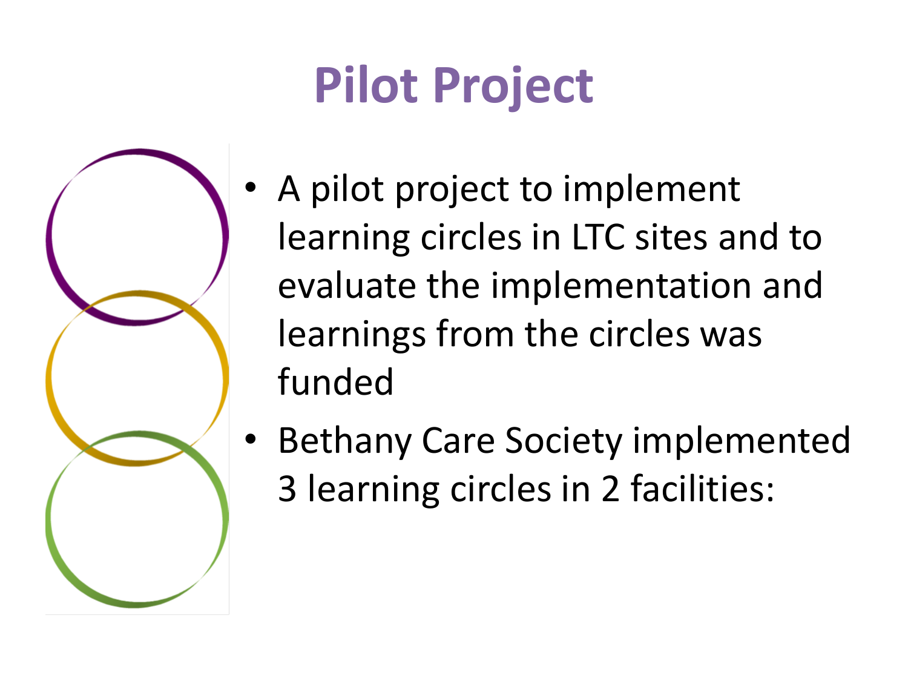# Pilot Project

- A pilot project to implement learning circles in LTC sites and to evaluate the implementation and learnings from the circles was funded
- Bethany Care Society implemented 3 learning circles in 2 facilities: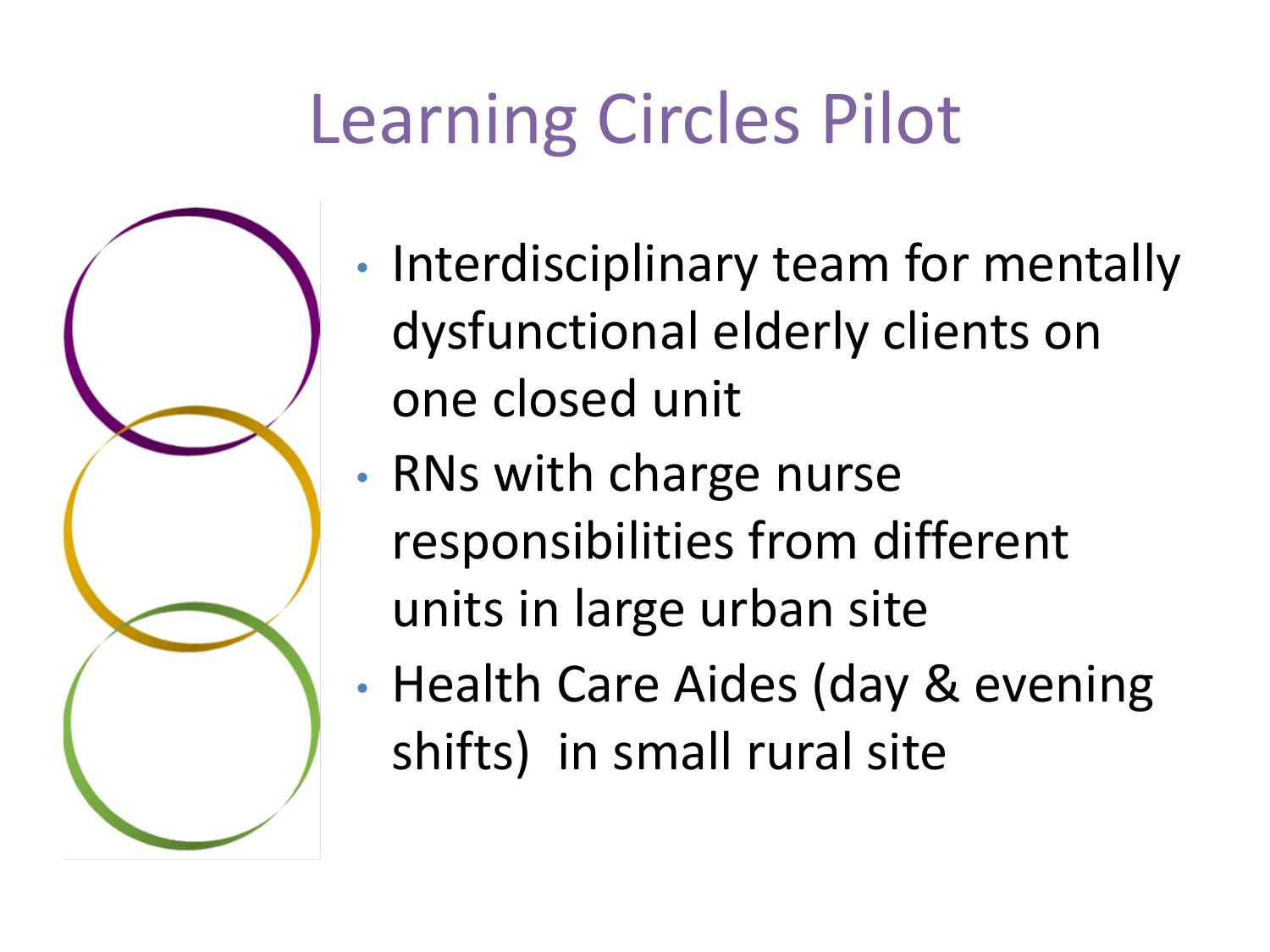# Learning Circles Pilot

- Interdisciplinary team for mentally dysfunctional elderly clients on one closed unit
- RNs with charge nurse responsibilities from different units in large urban site
- Health Care Aides (day & evening shifts) in small rural site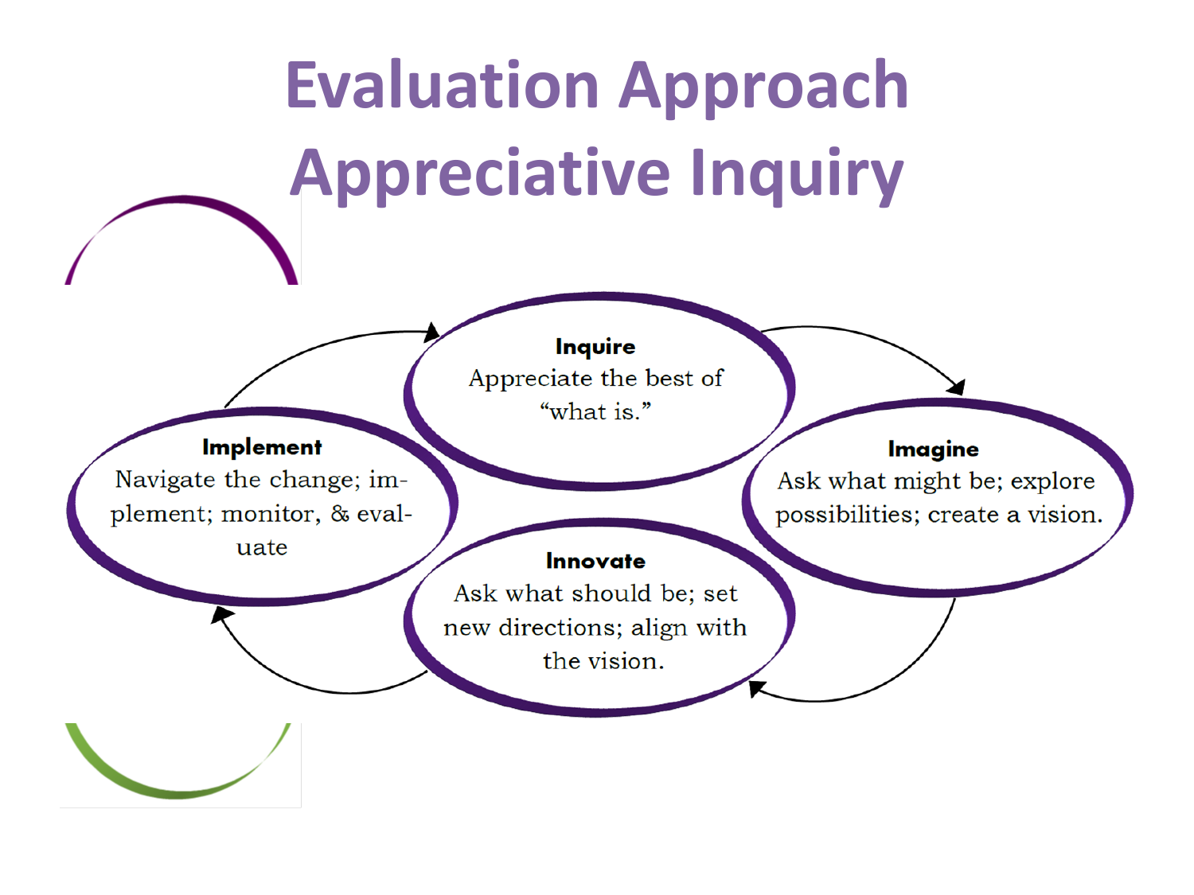# Evaluation Approach
# Appreciative Inquiry

**Inquire**
Appreciate the best of "what is."

**Imagine**
Ask what might be; explore possibilities; create a vision.

**Innovate**
Ask what should be; set new directions; align with the vision.

**Implement**
Navigate the change; implement; monitor, & evaluate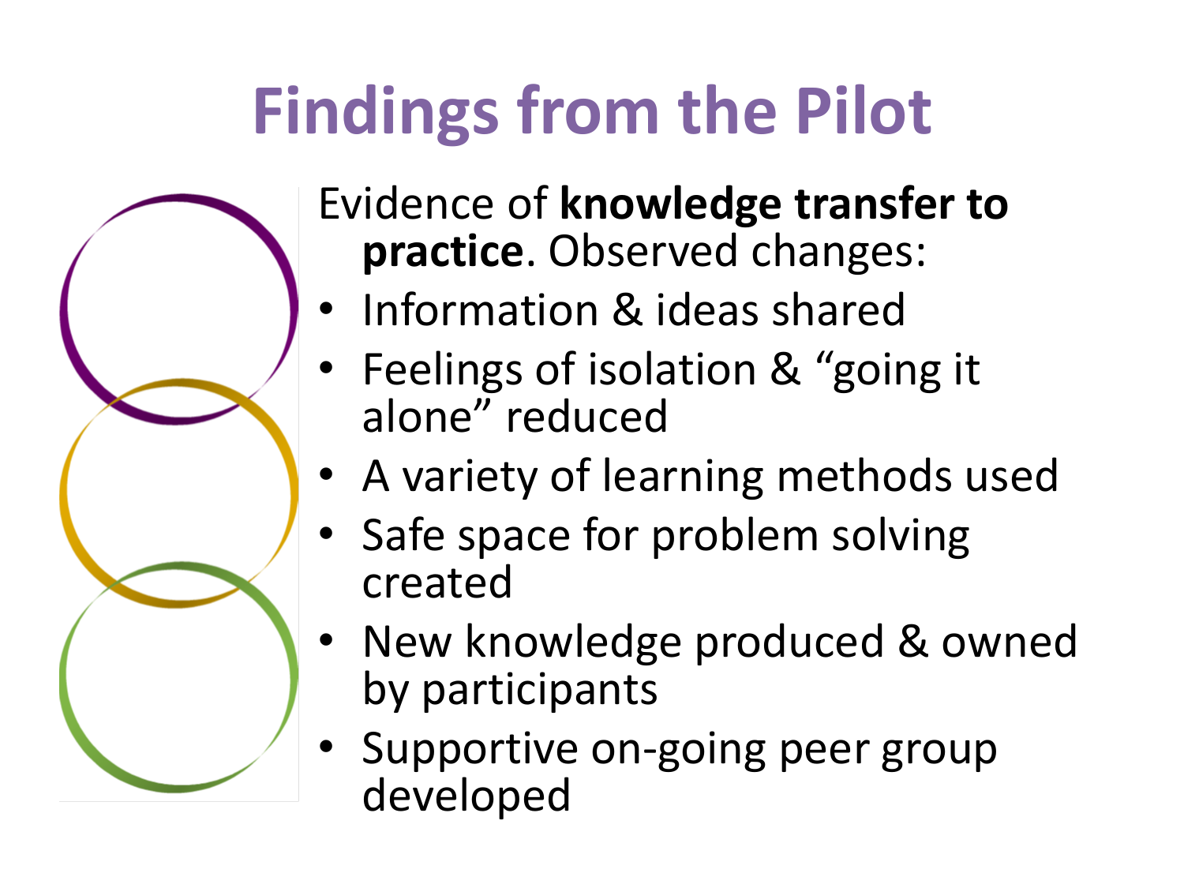# Findings from the Pilot

Evidence of **knowledge transfer to practice**. Observed changes:

- Information & ideas shared
- Feelings of isolation & “going it alone” reduced
- A variety of learning methods used
- Safe space for problem solving created
- New knowledge produced & owned by participants
- Supportive on-going peer group developed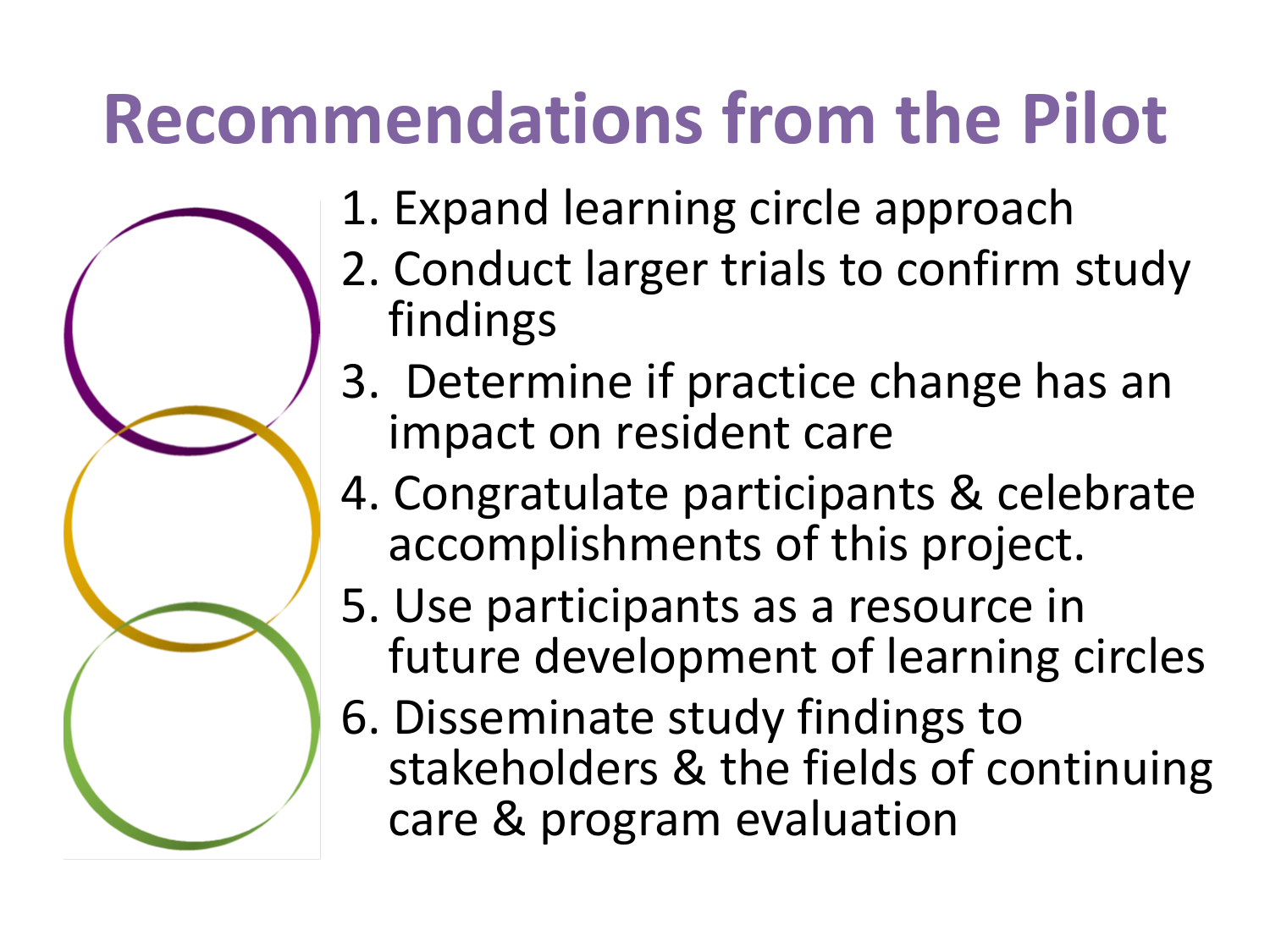# Recommendations from the Pilot

1. Expand learning circle approach
2. Conduct larger trials to confirm study findings
3. Determine if practice change has an impact on resident care
4. Congratulate participants & celebrate accomplishments of this project.
5. Use participants as a resource in future development of learning circles
6. Disseminate study findings to stakeholders & the fields of continuing care & program evaluation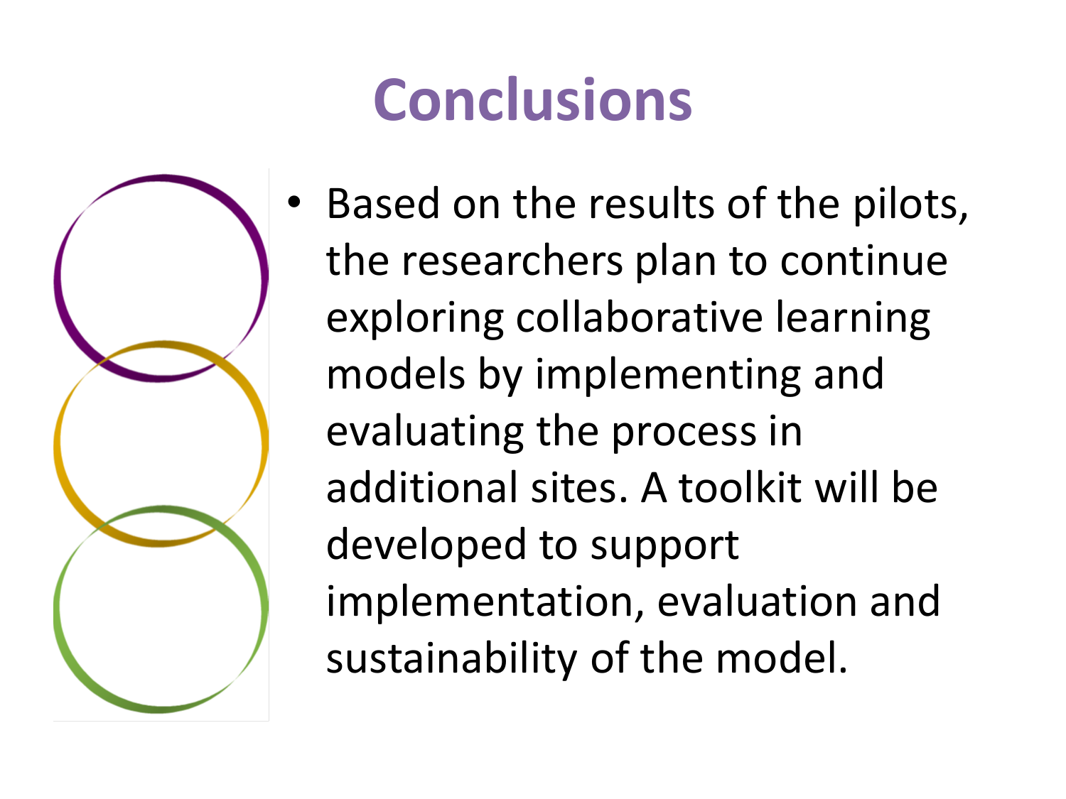# Conclusions

- Based on the results of the pilots, the researchers plan to continue exploring collaborative learning models by implementing and evaluating the process in additional sites. A toolkit will be developed to support implementation, evaluation and sustainability of the model.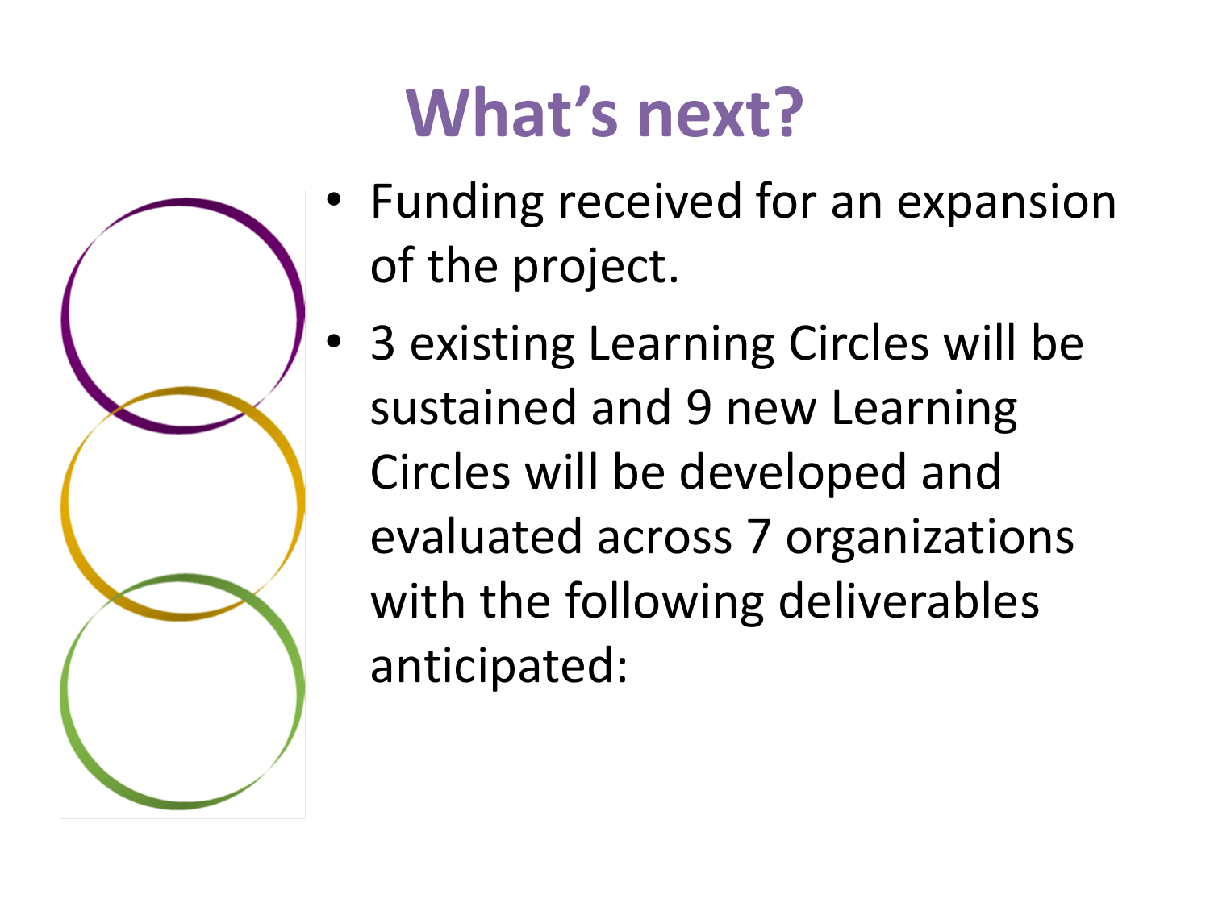# What’s next?

- Funding received for an expansion of the project.
- 3 existing Learning Circles will be sustained and 9 new Learning Circles will be developed and evaluated across 7 organizations with the following deliverables anticipated: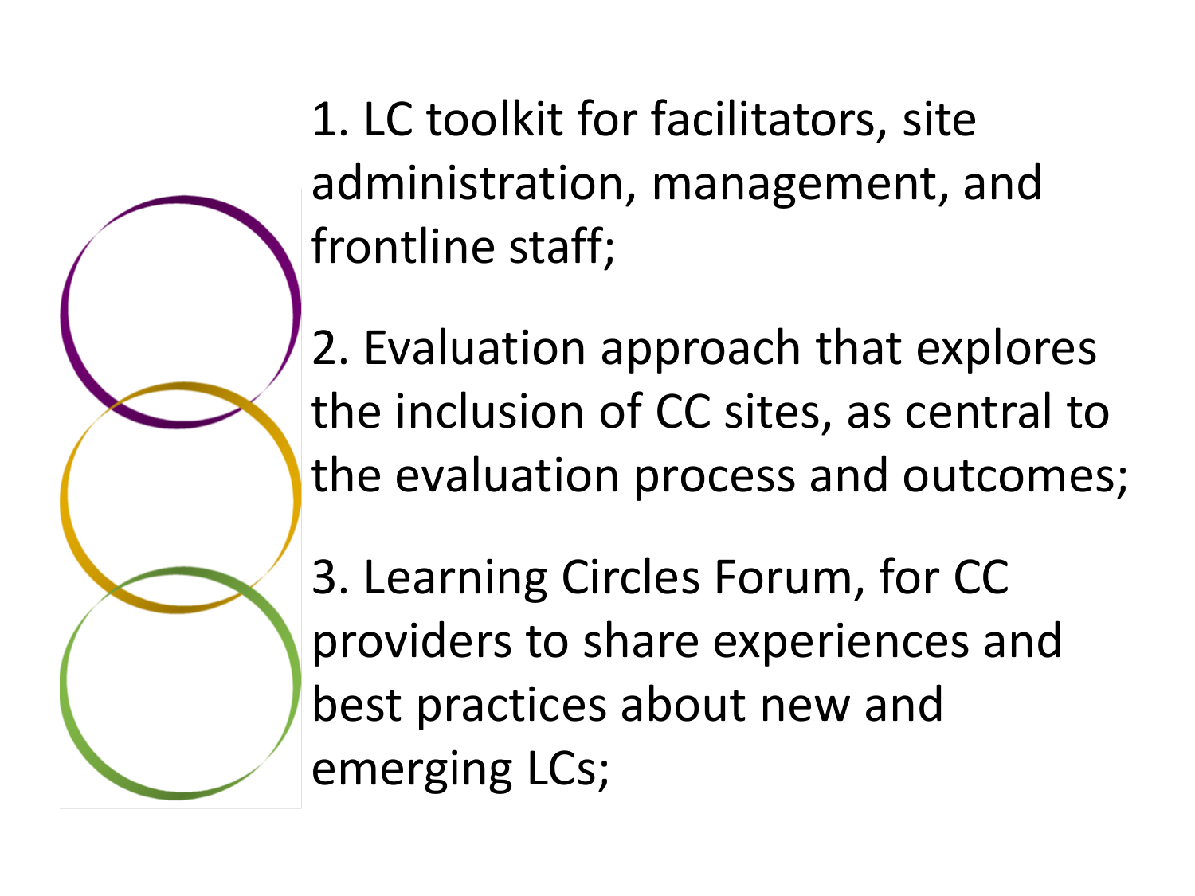1. LC toolkit for facilitators, site administration, management, and frontline staff;

2. Evaluation approach that explores the inclusion of CC sites, as central to the evaluation process and outcomes;

3. Learning Circles Forum, for CC providers to share experiences and best practices about new and emerging LCs;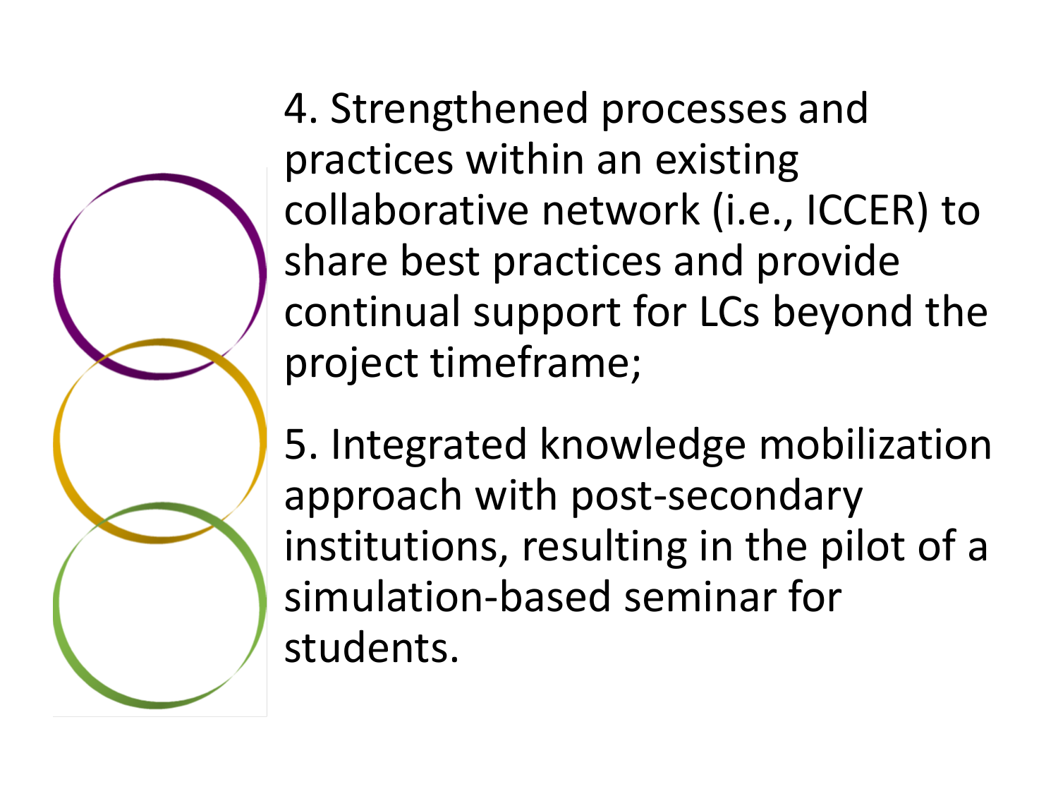4. Strengthened processes and practices within an existing collaborative network (i.e., ICCER) to share best practices and provide continual support for LCs beyond the project timeframe;

5. Integrated knowledge mobilization approach with post-secondary institutions, resulting in the pilot of a simulation-based seminar for students.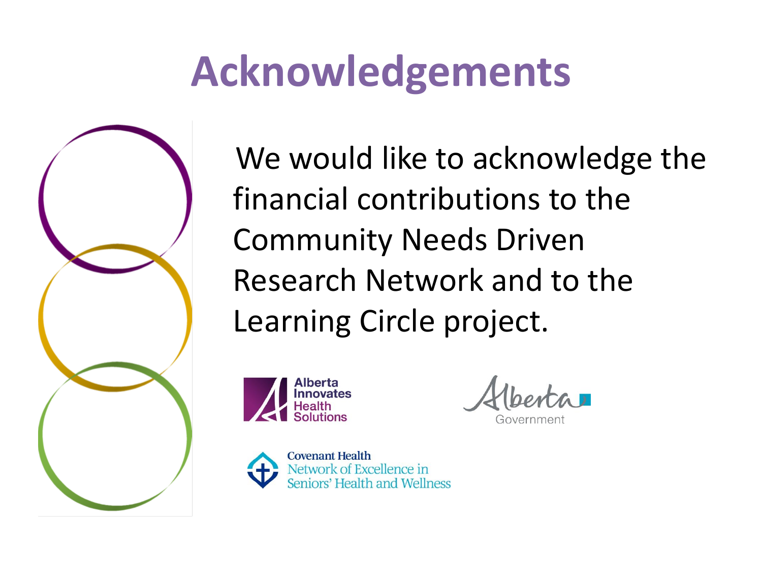# Acknowledgements

We would like to acknowledge the financial contributions to the Community Needs Driven Research Network and to the Learning Circle project.

Alberta Innovates Health Solutions

Alberta Government

Covenant Health Network of Excellence in Seniors' Health and Wellness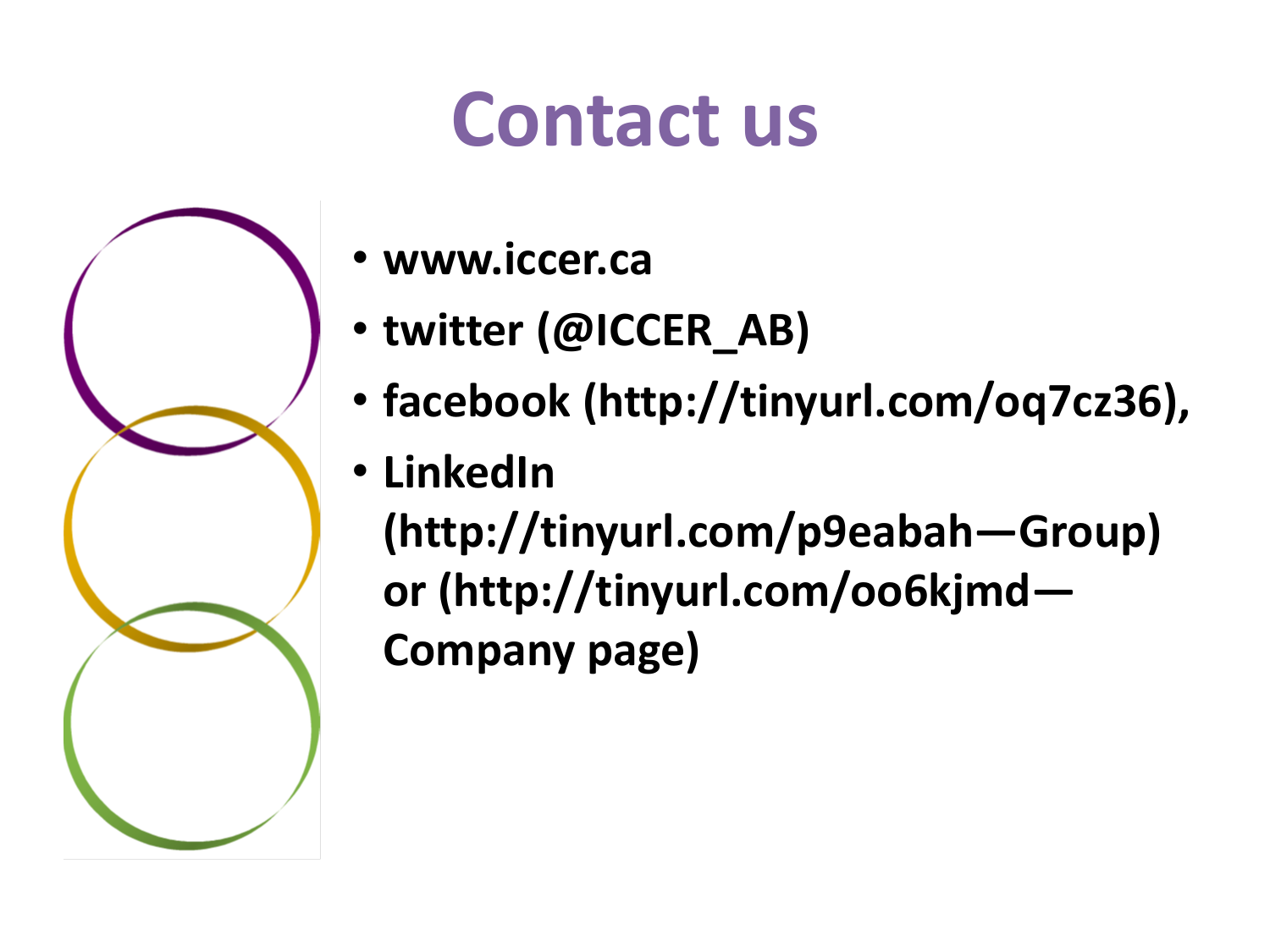# Contact us

- www.iccer.ca
- twitter (@ICCER_AB)
- facebook (http://tinyurl.com/oq7cz36),
- LinkedIn (http://tinyurl.com/p9eabah—Group) or (http://tinyurl.com/oo6kjmd—Company page)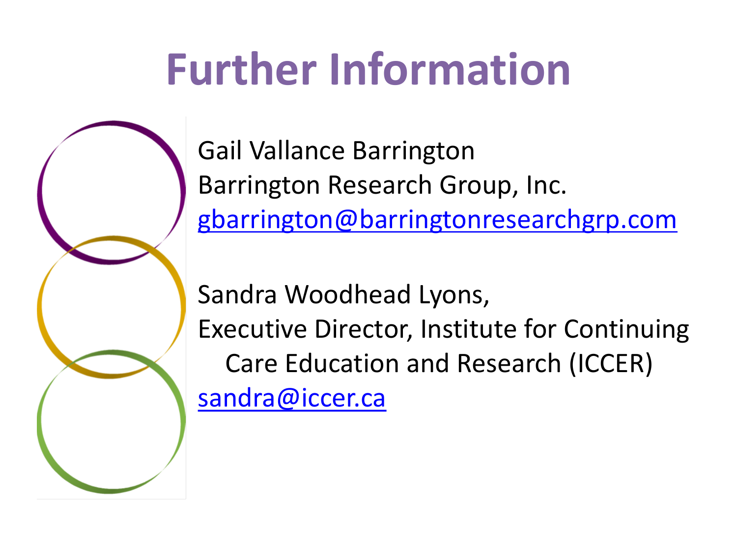# Further Information

Gail Vallance Barrington
Barrington Research Group, Inc.
gbarrington@barringtonresearchgrp.com

Sandra Woodhead Lyons,
Executive Director, Institute for Continuing Care Education and Research (ICCER)
sandra@iccer.ca